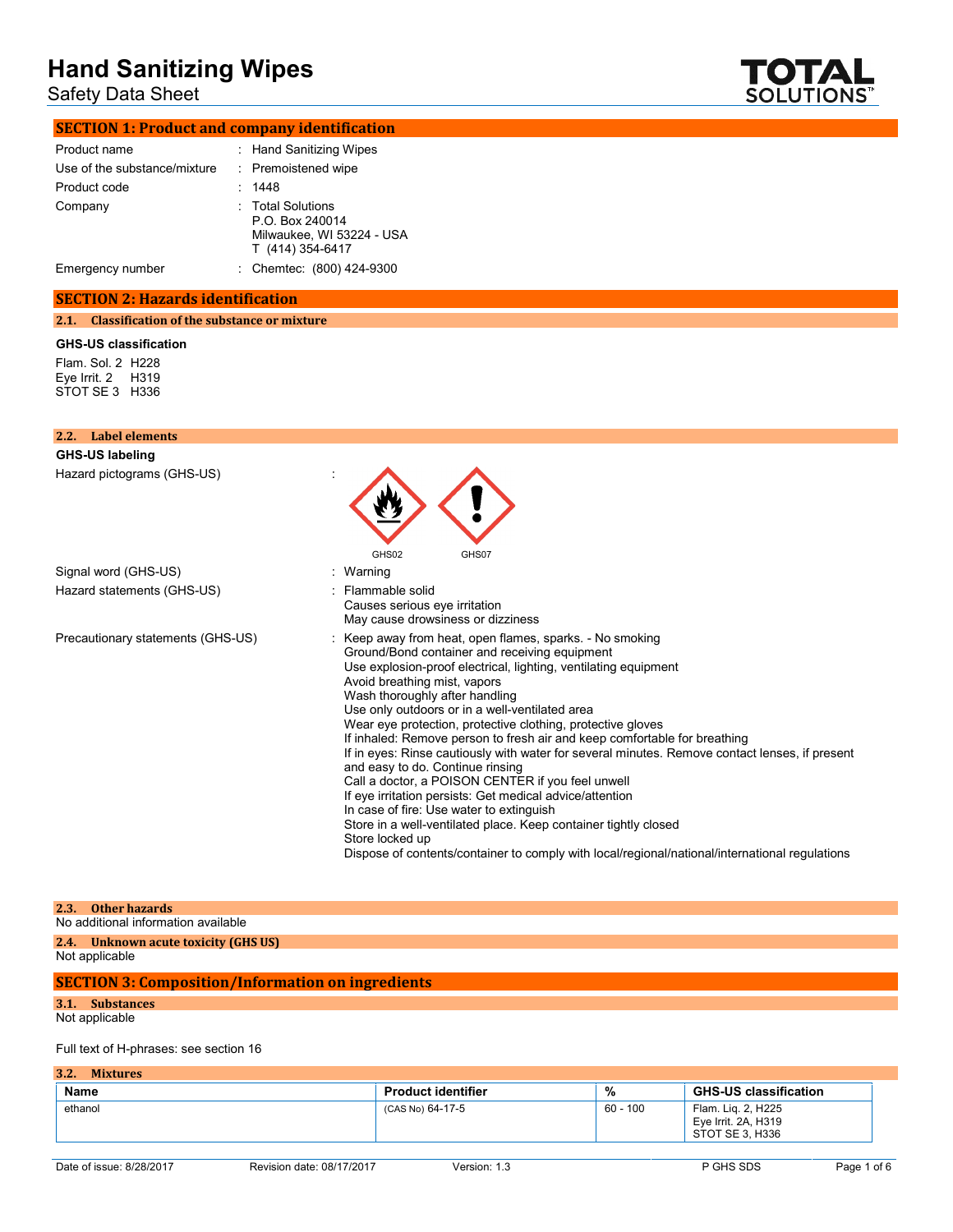# Hand Sanitizing Wipes

Safety Data Sheet

TOTAL SOLUTIONS™

## SECTION 1: Product and company identification

| | | |
|---|---|---|
| Product name | : | Hand Sanitizing Wipes |
| Use of the substance/mixture | : | Premoistened wipe |
| Product code | : | 1448 |
| Company | : | Total Solutions<br>P.O. Box 240014<br>Milwaukee, WI 53224 - USA<br>T (414) 354-6417 |
| Emergency number | : | Chemtec: (800) 424-9300 |

## SECTION 2: Hazards identification

### 2.1. Classification of the substance or mixture

**GHS-US classification**

Flam. Sol. 2 H228
Eye Irrit. 2 H319
STOT SE 3 H336

### 2.2. Label elements

**GHS-US labeling**

Hazard pictograms (GHS-US) :

GHS02 GHS07

Signal word (GHS-US) : Warning

Hazard statements (GHS-US) : Flammable solid
Causes serious eye irritation
May cause drowsiness or dizziness

Precautionary statements (GHS-US) : Keep away from heat, open flames, sparks. - No smoking
Ground/Bond container and receiving equipment
Use explosion-proof electrical, lighting, ventilating equipment
Avoid breathing mist, vapors
Wash thoroughly after handling
Use only outdoors or in a well-ventilated area
Wear eye protection, protective clothing, protective gloves
If inhaled: Remove person to fresh air and keep comfortable for breathing
If in eyes: Rinse cautiously with water for several minutes. Remove contact lenses, if present and easy to do. Continue rinsing
Call a doctor, a POISON CENTER if you feel unwell
If eye irritation persists: Get medical advice/attention
In case of fire: Use water to extinguish
Store in a well-ventilated place. Keep container tightly closed
Store locked up
Dispose of contents/container to comply with local/regional/national/international regulations

### 2.3. Other hazards

No additional information available

### 2.4. Unknown acute toxicity (GHS US)

Not applicable

## SECTION 3: Composition/Information on ingredients

### 3.1. Substances

Not applicable

Full text of H-phrases: see section 16

### 3.2. Mixtures

| Name | Product identifier | % | GHS-US classification |
|---|---|---|---|
| ethanol | (CAS No) 64-17-5 | 60 - 100 | Flam. Liq. 2, H225<br>Eye Irrit. 2A, H319<br>STOT SE 3, H336 |

Date of issue: 8/28/2017 Revision date: 08/17/2017 Version: 1.3 P GHS SDS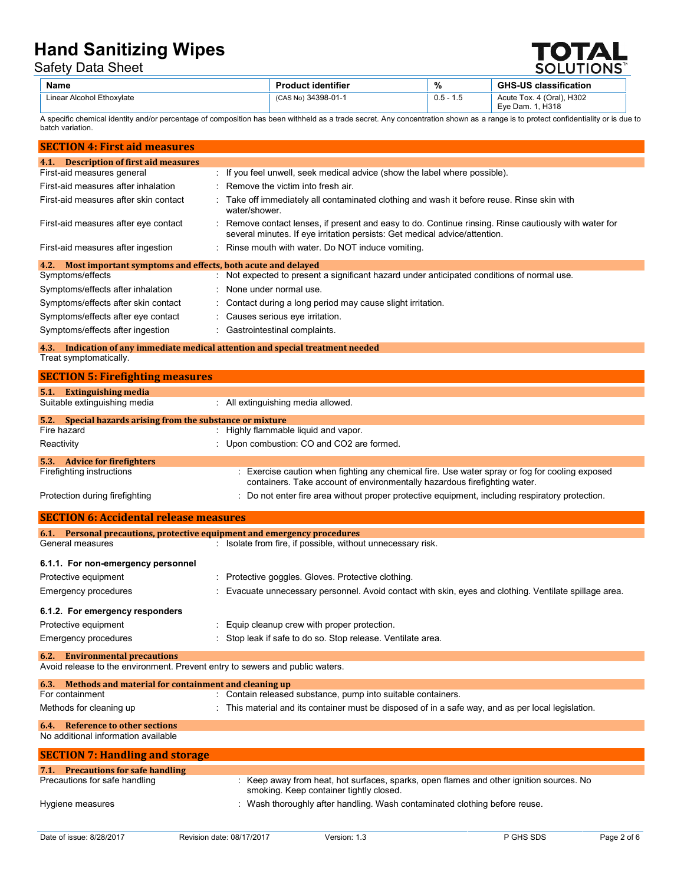| Name | Product identifier | % | GHS-US classification |
|---|---|---|---|
| Linear Alcohol Ethoxylate | (CAS No) 34398-01-1 | 0.5 - 1.5 | Acute Tox. 4 (Oral), H302<br>Eye Dam. 1, H318 |

A specific chemical identity and/or percentage of composition has been withheld as a trade secret. Any concentration shown as a range is to protect confidentiality or is due to batch variation.

## SECTION 4: First aid measures

### 4.1. Description of first aid measures

First-aid measures general : If you feel unwell, seek medical advice (show the label where possible).

First-aid measures after inhalation : Remove the victim into fresh air.

First-aid measures after skin contact : Take off immediately all contaminated clothing and wash it before reuse. Rinse skin with water/shower.

First-aid measures after eye contact : Remove contact lenses, if present and easy to do. Continue rinsing. Rinse cautiously with water for several minutes. If eye irritation persists: Get medical advice/attention.

First-aid measures after ingestion : Rinse mouth with water. Do NOT induce vomiting.

### 4.2. Most important symptoms and effects, both acute and delayed

Symptoms/effects : Not expected to present a significant hazard under anticipated conditions of normal use.

Symptoms/effects after inhalation : None under normal use.

Symptoms/effects after skin contact : Contact during a long period may cause slight irritation.

Symptoms/effects after eye contact : Causes serious eye irritation.

Symptoms/effects after ingestion : Gastrointestinal complaints.

### 4.3. Indication of any immediate medical attention and special treatment needed

Treat symptomatically.

## SECTION 5: Firefighting measures

### 5.1. Extinguishing media

Suitable extinguishing media : All extinguishing media allowed.

### 5.2. Special hazards arising from the substance or mixture

Fire hazard : Highly flammable liquid and vapor.

Reactivity : Upon combustion: CO and $CO_2$ are formed.

### 5.3. Advice for firefighters

Firefighting instructions : Exercise caution when fighting any chemical fire. Use water spray or fog for cooling exposed containers. Take account of environmentally hazardous firefighting water.

Protection during firefighting : Do not enter fire area without proper protective equipment, including respiratory protection.

## SECTION 6: Accidental release measures

### 6.1. Personal precautions, protective equipment and emergency procedures

General measures : Isolate from fire, if possible, without unnecessary risk.

#### 6.1.1. For non-emergency personnel

Protective equipment : Protective goggles. Gloves. Protective clothing.

Emergency procedures : Evacuate unnecessary personnel. Avoid contact with skin, eyes and clothing. Ventilate spillage area.

#### 6.1.2. For emergency responders

Protective equipment : Equip cleanup crew with proper protection.

Emergency procedures : Stop leak if safe to do so. Stop release. Ventilate area.

### 6.2. Environmental precautions

Avoid release to the environment. Prevent entry to sewers and public waters.

### 6.3. Methods and material for containment and cleaning up

For containment : Contain released substance, pump into suitable containers.

Methods for cleaning up : This material and its container must be disposed of in a safe way, and as per local legislation.

### 6.4. Reference to other sections

No additional information available

## SECTION 7: Handling and storage

### 7.1. Precautions for safe handling

Precautions for safe handling : Keep away from heat, hot surfaces, sparks, open flames and other ignition sources. No smoking. Keep container tightly closed.

Hygiene measures : Wash thoroughly after handling. Wash contaminated clothing before reuse.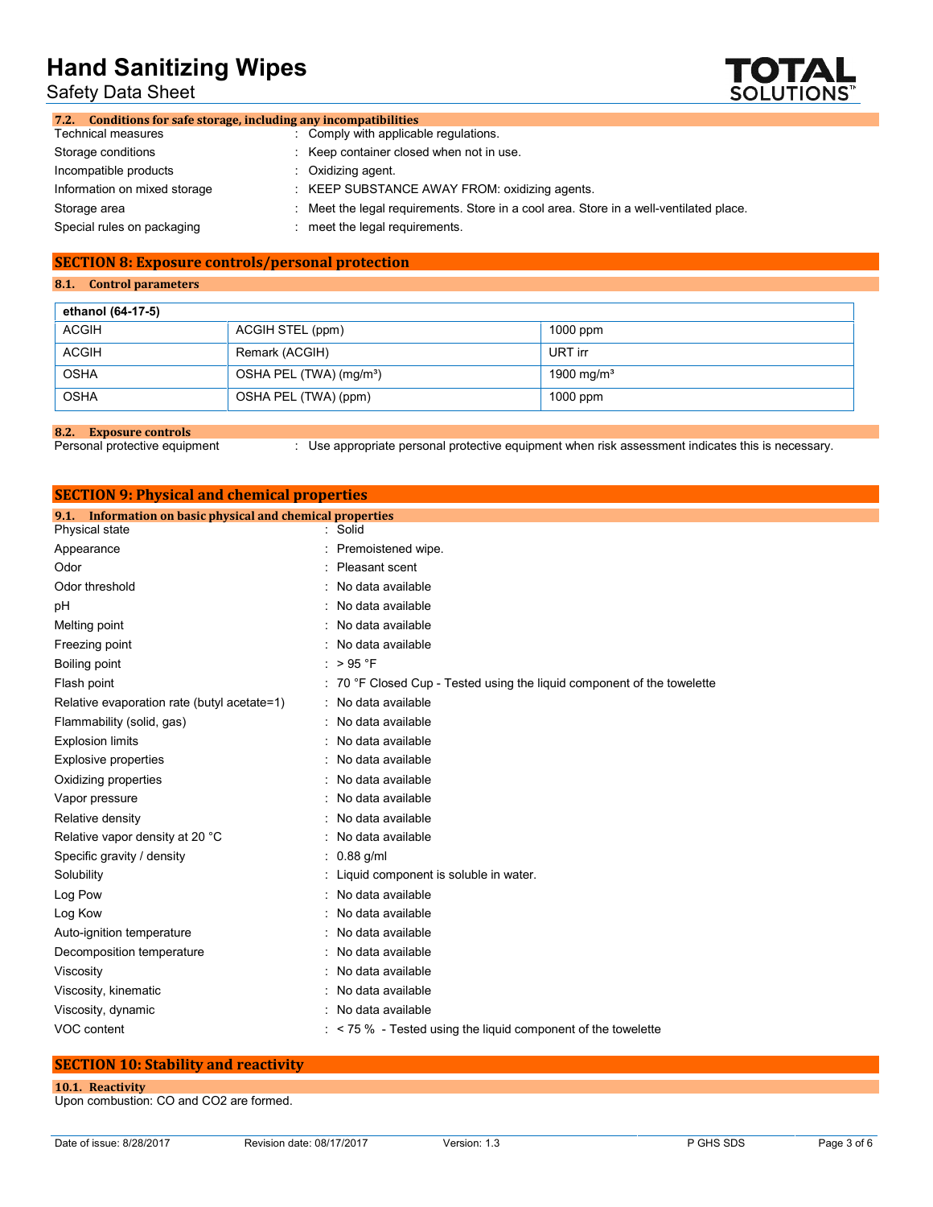### 7.2. Conditions for safe storage, including any incompatibilities

Technical measures : Comply with applicable regulations.

Storage conditions : Keep container closed when not in use.

Incompatible products : Oxidizing agent.

Information on mixed storage : KEEP SUBSTANCE AWAY FROM: oxidizing agents.

Storage area : Meet the legal requirements. Store in a cool area. Store in a well-ventilated place.

Special rules on packaging : meet the legal requirements.

## SECTION 8: Exposure controls/personal protection

### 8.1. Control parameters

| ethanol (64-17-5) | | |
|---|---|---|
| ACGIH | ACGIH STEL (ppm) | 1000 ppm |
| ACGIH | Remark (ACGIH) | URT irr |
| OSHA | OSHA PEL (TWA) (mg/m³) | 1900 mg/m³ |
| OSHA | OSHA PEL (TWA) (ppm) | 1000 ppm |

### 8.2. Exposure controls

Personal protective equipment : Use appropriate personal protective equipment when risk assessment indicates this is necessary.

## SECTION 9: Physical and chemical properties

### 9.1. Information on basic physical and chemical properties

Physical state : Solid

Appearance : Premoistened wipe.

Odor : Pleasant scent

Odor threshold : No data available

pH : No data available

Melting point : No data available

Freezing point : No data available

Boiling point : > 95 °F

Flash point : 70 °F Closed Cup - Tested using the liquid component of the towelette

Relative evaporation rate (butyl acetate=1) : No data available

Flammability (solid, gas) : No data available

Explosion limits : No data available

Explosive properties : No data available

Oxidizing properties : No data available

Vapor pressure : No data available

Relative density : No data available

Relative vapor density at 20 °C : No data available

Specific gravity / density : 0.88 g/ml

Solubility : Liquid component is soluble in water.

Log Pow : No data available

Log Kow : No data available

Auto-ignition temperature : No data available

Decomposition temperature : No data available

Viscosity : No data available

Viscosity, kinematic : No data available

Viscosity, dynamic : No data available

VOC content : < 75 % - Tested using the liquid component of the towelette

## SECTION 10: Stability and reactivity

### 10.1. Reactivity

Upon combustion: CO and $CO_2$ are formed.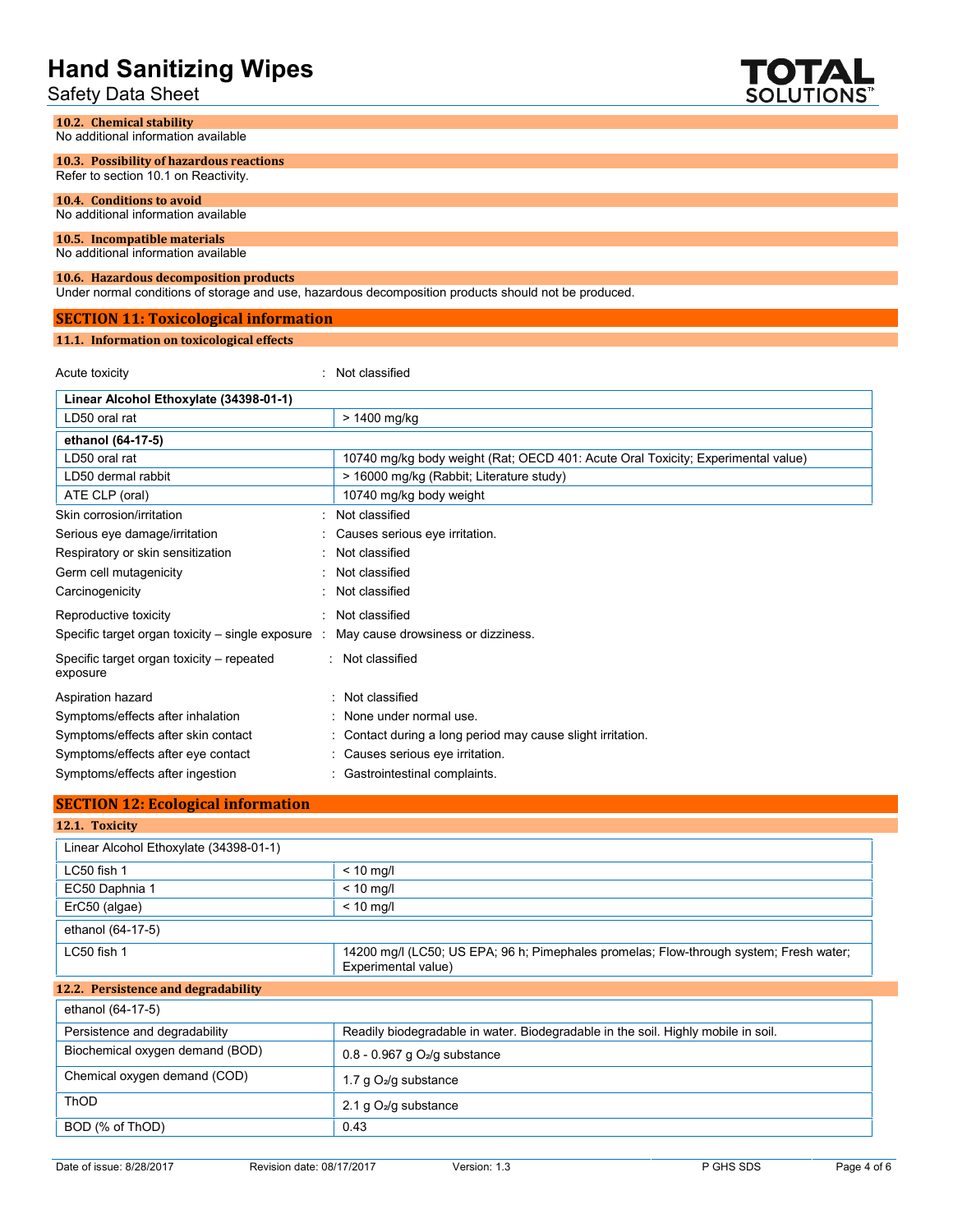### 10.2. Chemical stability

No additional information available

### 10.3. Possibility of hazardous reactions

Refer to section 10.1 on Reactivity.

### 10.4. Conditions to avoid

No additional information available

### 10.5. Incompatible materials

No additional information available

### 10.6. Hazardous decomposition products

Under normal conditions of storage and use, hazardous decomposition products should not be produced.

## SECTION 11: Toxicological information

### 11.1. Information on toxicological effects

Acute toxicity : Not classified

| Linear Alcohol Ethoxylate (34398-01-1) | |
|---|---|
| LD50 oral rat | > 1400 mg/kg |
| **ethanol (64-17-5)** | |
| LD50 oral rat | 10740 mg/kg body weight (Rat; OECD 401: Acute Oral Toxicity; Experimental value) |
| LD50 dermal rabbit | > 16000 mg/kg (Rabbit; Literature study) |
| ATE CLP (oral) | 10740 mg/kg body weight |

Skin corrosion/irritation : Not classified

Serious eye damage/irritation : Causes serious eye irritation.

Respiratory or skin sensitization : Not classified

Germ cell mutagenicity : Not classified

Carcinogenicity : Not classified

Reproductive toxicity : Not classified

Specific target organ toxicity – single exposure : May cause drowsiness or dizziness.

Specific target organ toxicity – repeated exposure : Not classified

Aspiration hazard : Not classified

Symptoms/effects after inhalation : None under normal use.

Symptoms/effects after skin contact : Contact during a long period may cause slight irritation.

Symptoms/effects after eye contact : Causes serious eye irritation.

Symptoms/effects after ingestion : Gastrointestinal complaints.

## SECTION 12: Ecological information

### 12.1. Toxicity

| Linear Alcohol Ethoxylate (34398-01-1) | |
|---|---|
| LC50 fish 1 | < 10 mg/l |
| EC50 Daphnia 1 | < 10 mg/l |
| ErC50 (algae) | < 10 mg/l |
| ethanol (64-17-5) | |
| LC50 fish 1 | 14200 mg/l (LC50; US EPA; 96 h; Pimephales promelas; Flow-through system; Fresh water; Experimental value) |

### 12.2. Persistence and degradability

| ethanol (64-17-5) | |
|---|---|
| Persistence and degradability | Readily biodegradable in water. Biodegradable in the soil. Highly mobile in soil. |
| Biochemical oxygen demand (BOD) | 0.8 - 0.967 g $O_2$/g substance |
| Chemical oxygen demand (COD) | 1.7 g $O_2$/g substance |
| ThOD | 2.1 g $O_2$/g substance |
| BOD (% of ThOD) | 0.43 |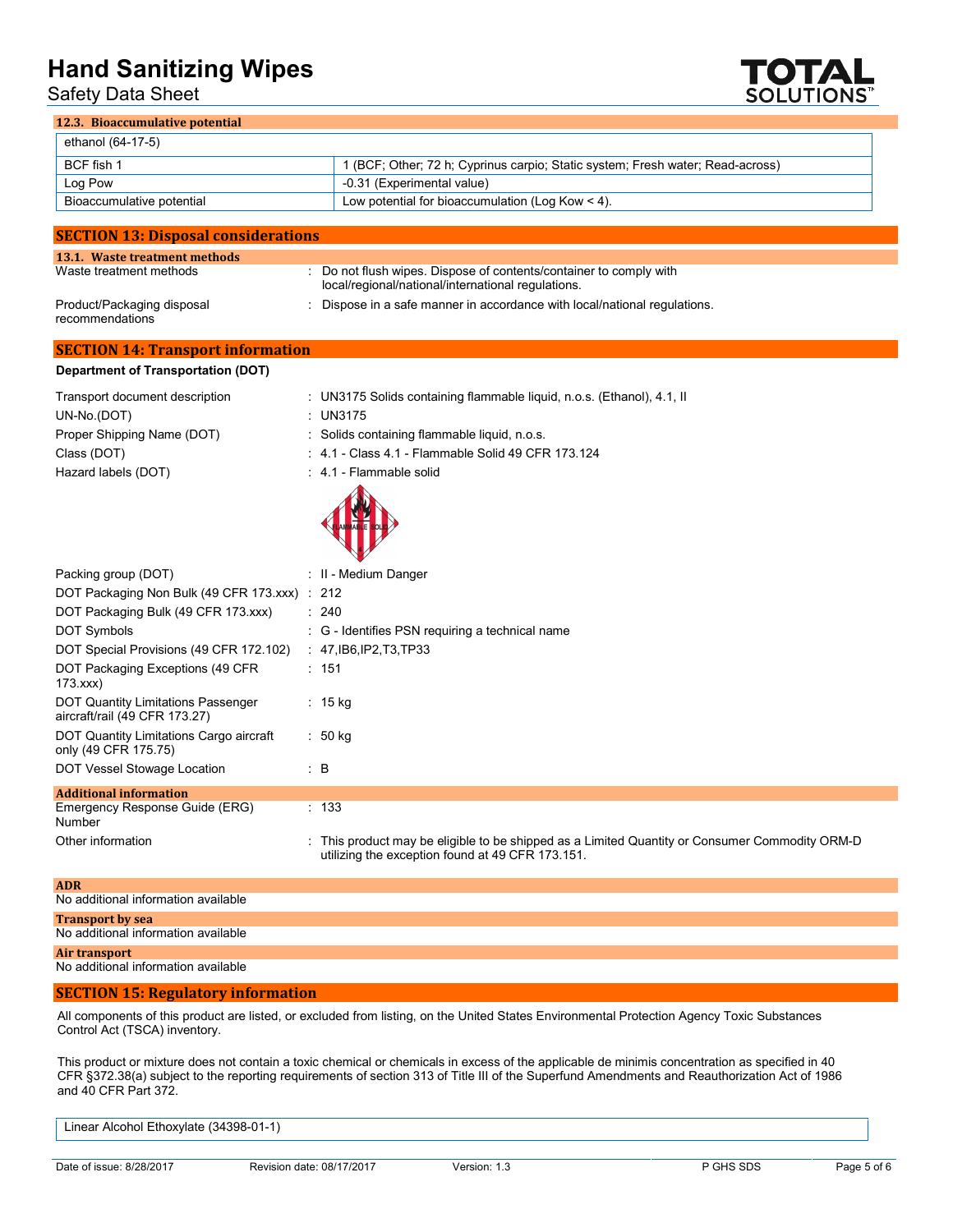### 12.3. Bioaccumulative potential

| ethanol (64-17-5) | |
|---|---|
| BCF fish 1 | 1 (BCF; Other; 72 h; Cyprinus carpio; Static system; Fresh water; Read-across) |
| Log Pow | -0.31 (Experimental value) |
| Bioaccumulative potential | Low potential for bioaccumulation (Log Kow < 4). |

## SECTION 13: Disposal considerations

### 13.1. Waste treatment methods

Waste treatment methods : Do not flush wipes. Dispose of contents/container to comply with local/regional/national/international regulations.

Product/Packaging disposal recommendations : Dispose in a safe manner in accordance with local/national regulations.

## SECTION 14: Transport information

**Department of Transportation (DOT)**

Transport document description : UN3175 Solids containing flammable liquid, n.o.s. (Ethanol), 4.1, II

UN-No.(DOT) : UN3175

Proper Shipping Name (DOT) : Solids containing flammable liquid, n.o.s.

Class (DOT) : 4.1 - Class 4.1 - Flammable Solid 49 CFR 173.124

Hazard labels (DOT) : 4.1 - Flammable solid

Packing group (DOT) : II - Medium Danger

DOT Packaging Non Bulk (49 CFR 173.xxx) : 212

DOT Packaging Bulk (49 CFR 173.xxx) : 240

DOT Symbols : G - Identifies PSN requiring a technical name

DOT Special Provisions (49 CFR 172.102) : 47,IB6,IP2,T3,TP33

DOT Packaging Exceptions (49 CFR 173.xxx) : 151

DOT Quantity Limitations Passenger aircraft/rail (49 CFR 173.27) : 15 kg

DOT Quantity Limitations Cargo aircraft only (49 CFR 175.75) : 50 kg

DOT Vessel Stowage Location : B

### Additional information

Emergency Response Guide (ERG) Number : 133

Other information : This product may be eligible to be shipped as a Limited Quantity or Consumer Commodity ORM-D utilizing the exception found at 49 CFR 173.151.

### ADR

No additional information available

### Transport by sea

No additional information available

### Air transport

No additional information available

## SECTION 15: Regulatory information

All components of this product are listed, or excluded from listing, on the United States Environmental Protection Agency Toxic Substances Control Act (TSCA) inventory.

This product or mixture does not contain a toxic chemical or chemicals in excess of the applicable de minimis concentration as specified in 40 CFR §372.38(a) subject to the reporting requirements of section 313 of Title III of the Superfund Amendments and Reauthorization Act of 1986 and 40 CFR Part 372.

| Linear Alcohol Ethoxylate (34398-01-1) |
|---|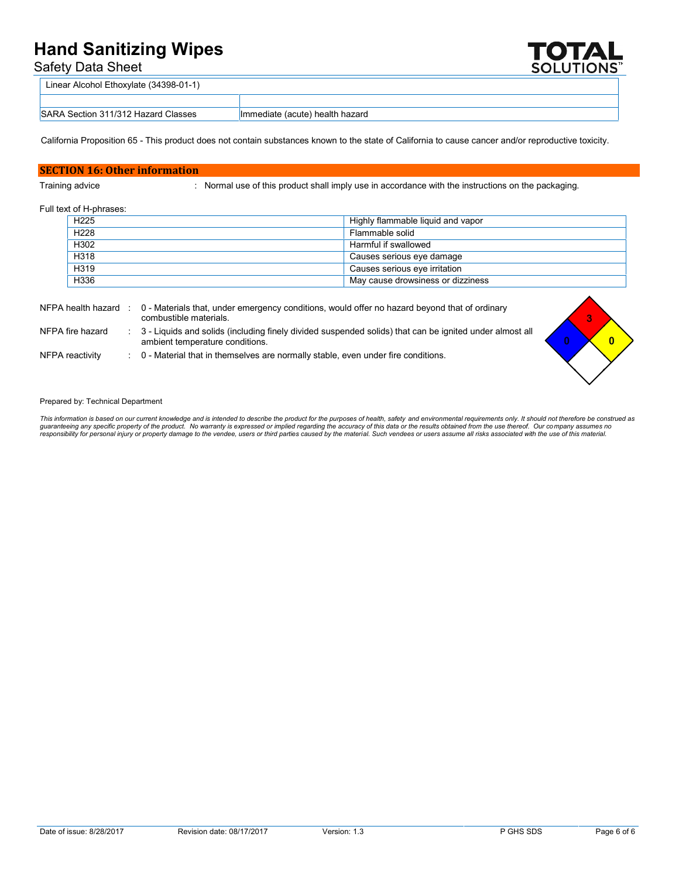| Linear Alcohol Ethoxylate (34398-01-1) | |
|---|---|
| | |
| SARA Section 311/312 Hazard Classes | Immediate (acute) health hazard |

California Proposition 65 - This product does not contain substances known to the state of California to cause cancer and/or reproductive toxicity.

## SECTION 16: Other information

Training advice : Normal use of this product shall imply use in accordance with the instructions on the packaging.

Full text of H-phrases:

| | |
|---|---|
| H225 | Highly flammable liquid and vapor |
| H228 | Flammable solid |
| H302 | Harmful if swallowed |
| H318 | Causes serious eye damage |
| H319 | Causes serious eye irritation |
| H336 | May cause drowsiness or dizziness |

NFPA health hazard : 0 - Materials that, under emergency conditions, would offer no hazard beyond that of ordinary combustible materials.

NFPA fire hazard : 3 - Liquids and solids (including finely divided suspended solids) that can be ignited under almost all ambient temperature conditions.

NFPA reactivity : 0 - Material that in themselves are normally stable, even under fire conditions.

3
0
0

Prepared by: Technical Department

*This information is based on our current knowledge and is intended to describe the product for the purposes of health, safety and environmental requirements only. It should not therefore be construed as guaranteeing any specific property of the product. No warranty is expressed or implied regarding the accuracy of this data or the results obtained from the use thereof. Our company assumes no responsibility for personal injury or property damage to the vendee, users or third parties caused by the material. Such vendees or users assume all risks associated with the use of this material.*